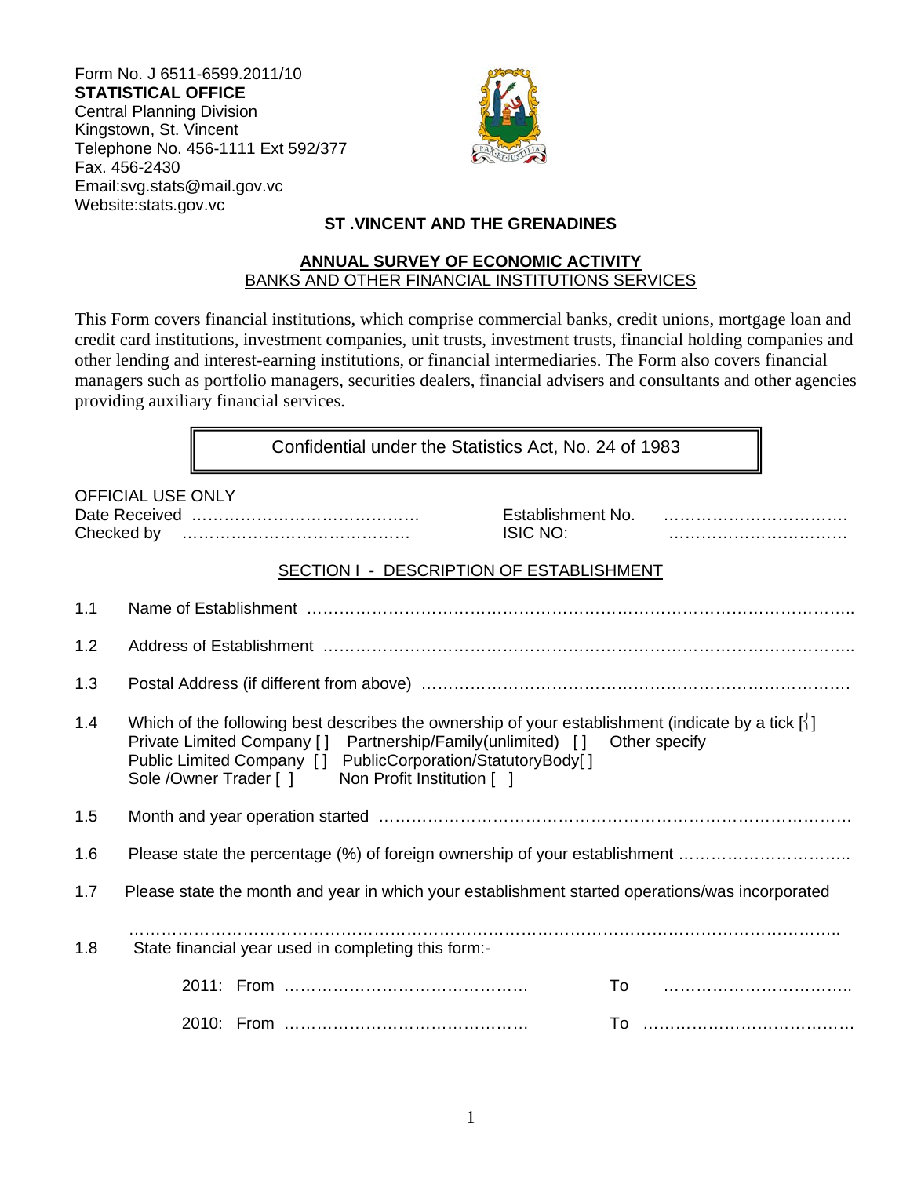Form No. J 6511-6599.2011/10
**STATISTICAL OFFICE**
Central Planning Division
Kingstown, St. Vincent
Telephone No. 456-1111 Ext 592/377
Fax. 456-2430
Email:svg.stats@mail.gov.vc
Website:stats.gov.vc

**ST .VINCENT AND THE GRENADINES**

**ANNUAL SURVEY OF ECONOMIC ACTIVITY**
BANKS AND OTHER FINANCIAL INSTITUTIONS SERVICES

This Form covers financial institutions, which comprise commercial banks, credit unions, mortgage loan and credit card institutions, investment companies, unit trusts, investment trusts, financial holding companies and other lending and interest-earning institutions, or financial intermediaries. The Form also covers financial managers such as portfolio managers, securities dealers, financial advisers and consultants and other agencies providing auxiliary financial services.

Confidential under the Statistics Act, No. 24 of 1983

OFFICIAL USE ONLY
Date Received …………………………………… Establishment No. …………………………….
Checked by ……………………………………. ISIC NO: ……………………………

SECTION I - DESCRIPTION OF ESTABLISHMENT

1.1 Name of Establishment ………………………………………………………………………………………..

1.2 Address of Establishment ……………………………………………………………………………………..

1.3 Postal Address (if different from above) ……………………………………………………………………

1.4 Which of the following best describes the ownership of your establishment (indicate by a tick [√]
Private Limited Company [ ] Partnership/Family(unlimited) [ ] Other specify
Public Limited Company [ ] PublicCorporation/StatutoryBody[ ]
Sole /Owner Trader [ ] Non Profit Institution [ ]

1.5 Month and year operation started …………………………………………………………………………

1.6 Please state the percentage (%) of foreign ownership of your establishment …………………………..

1.7 Please state the month and year in which your establishment started operations/was incorporated

……………………………………………………………………………………………………………………..

1.8 State financial year used in completing this form:-

2011: From ……………………………………… To ……………………………..

2010: From ……………………………………… To …………………………………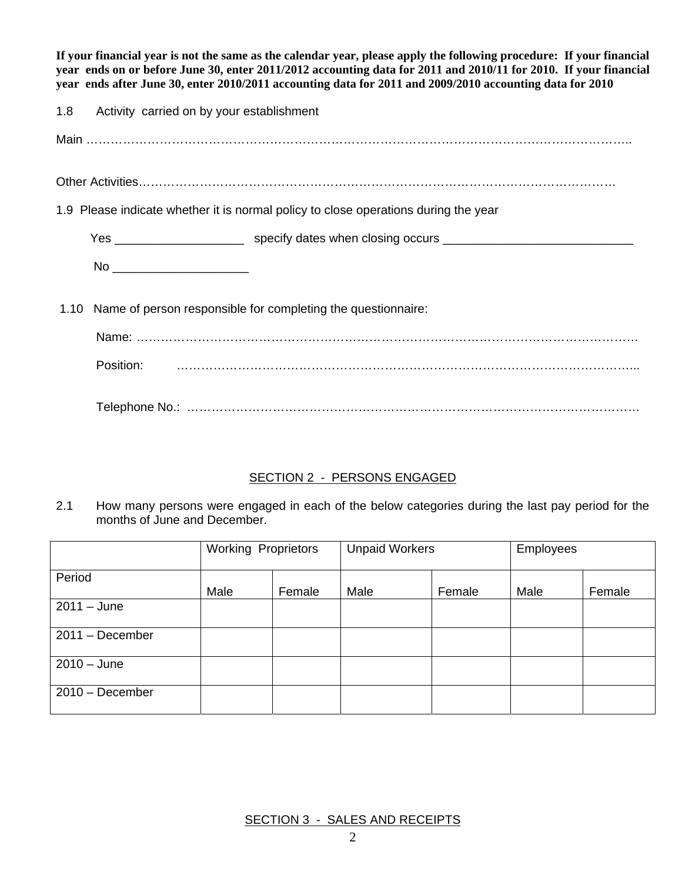**If your financial year is not the same as the calendar year, please apply the following procedure: If your financial year ends on or before June 30, enter 2011/2012 accounting data for 2011 and 2010/11 for 2010. If your financial year ends after June 30, enter 2010/2011 accounting data for 2011 and 2009/2010 accounting data for 2010**

1.8 Activity carried on by your establishment

Main ……………………………………………………………………………………………………………..

Other Activities…………………………………………………………………………………………………

1.9 Please indicate whether it is normal policy to close operations during the year

Yes ___________________ specify dates when closing occurs ____________________________

No ____________________

1.10 Name of person responsible for completing the questionnaire:

Name: ………………………………………………………………………………………………………

Position: ……………………………………………………………………………………………..

Telephone No.: ……………………………………………………………………………………………

## SECTION 2 - PERSONS ENGAGED

2.1 How many persons were engaged in each of the below categories during the last pay period for the months of June and December.

| | Working Proprietors | | Unpaid Workers | | Employees | |
|---|---|---|---|---|---|---|
| Period | Male | Female | Male | Female | Male | Female |
| 2011 – June | | | | | | |
| 2011 – December | | | | | | |
| 2010 – June | | | | | | |
| 2010 – December | | | | | | |

## SECTION 3 - SALES AND RECEIPTS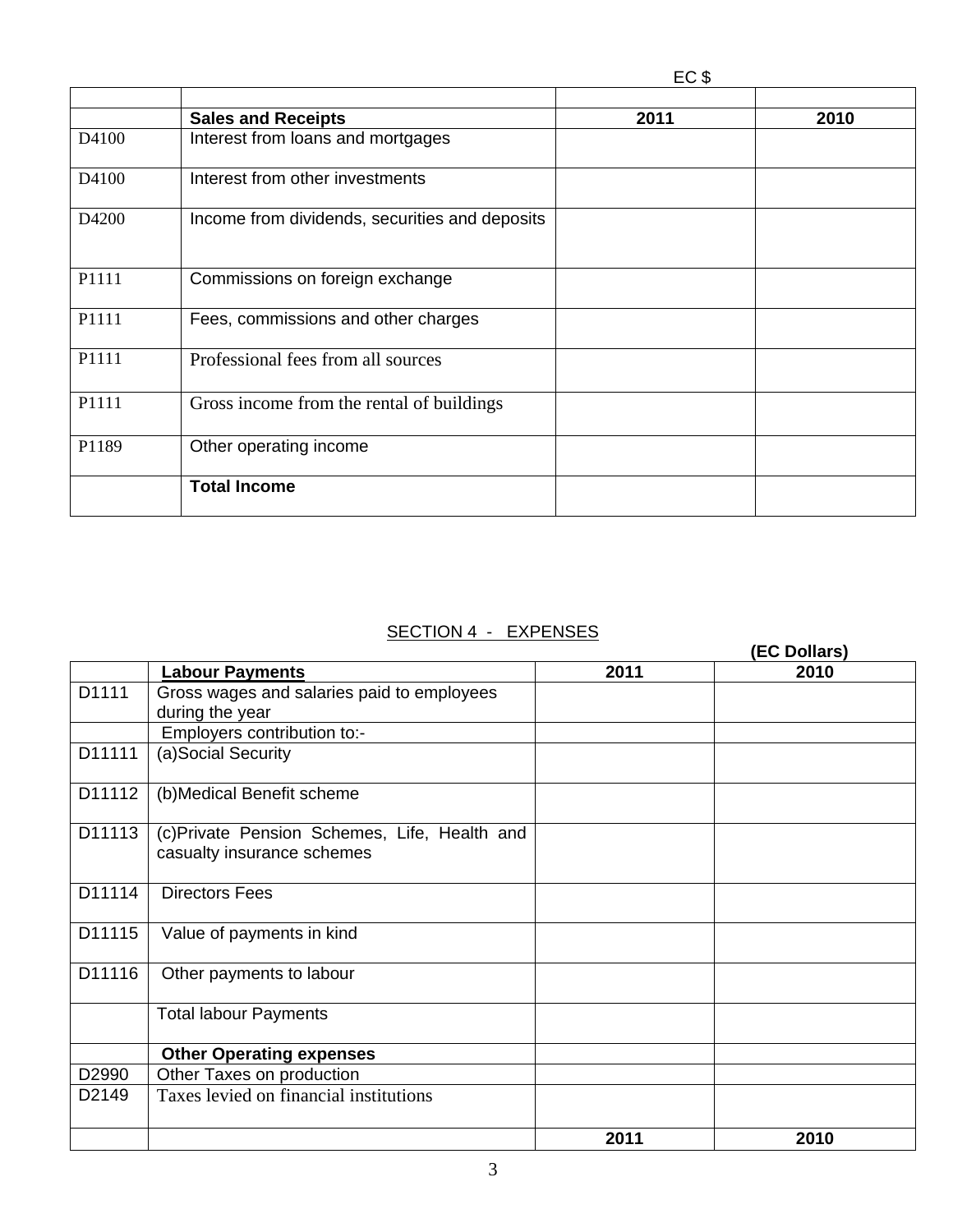EC $

| | | | |
|---|---|---|---|
| | | | |
| | **Sales and Receipts** | **2011** | **2010** |
| D4100 | Interest from loans and mortgages | | |
| D4100 | Interest from other investments | | |
| D4200 | Income from dividends, securities and deposits | | |
| P1111 | Commissions on foreign exchange | | |
| P1111 | Fees, commissions and other charges | | |
| P1111 | Professional fees from all sources | | |
| P1111 | Gross income from the rental of buildings | | |
| P1189 | Other operating income | | |
| | **Total Income** | | |

## SECTION 4 - EXPENSES

**(EC Dollars)**

| | **Labour Payments** | **2011** | **2010** |
|---|---|---|---|
| D1111 | Gross wages and salaries paid to employees during the year | | |
| | Employers contribution to:- | | |
| D11111 | (a)Social Security | | |
| D11112 | (b)Medical Benefit scheme | | |
| D11113 | (c)Private Pension Schemes, Life, Health and casualty insurance schemes | | |
| D11114 | Directors Fees | | |
| D11115 | Value of payments in kind | | |
| D11116 | Other payments to labour | | |
| | Total labour Payments | | |
| | **Other Operating expenses** | | |
| D2990 | Other Taxes on production | | |
| D2149 | Taxes levied on financial institutions | | |
| | | **2011** | **2010** |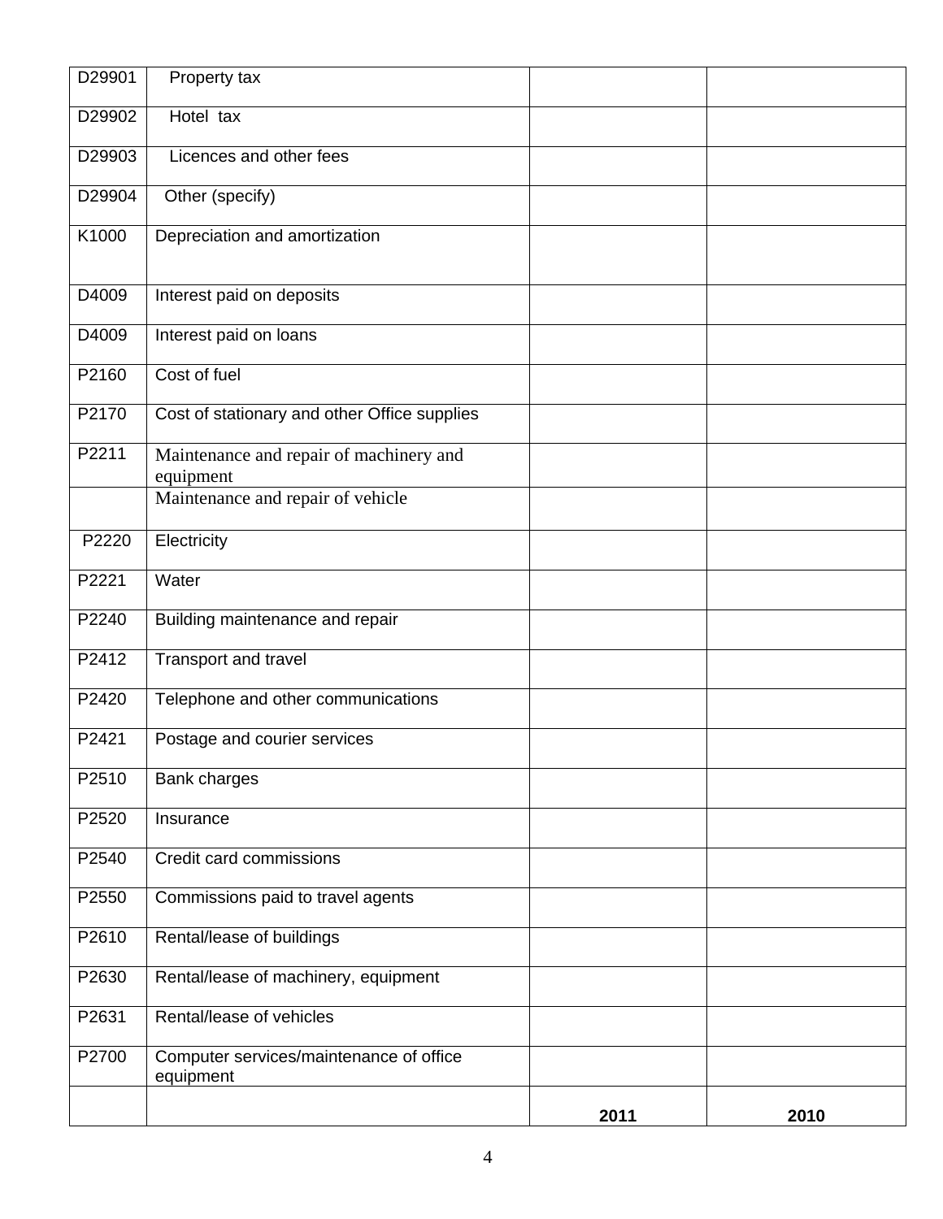| | | | |
|---|---|---|---|
| D29901 | Property tax | | |
| D29902 | Hotel tax | | |
| D29903 | Licences and other fees | | |
| D29904 | Other (specify) | | |
| K1000 | Depreciation and amortization | | |
| D4009 | Interest paid on deposits | | |
| D4009 | Interest paid on loans | | |
| P2160 | Cost of fuel | | |
| P2170 | Cost of stationary and other Office supplies | | |
| P2211 | Maintenance and repair of machinery and equipment | | |
| | Maintenance and repair of vehicle | | |
| P2220 | Electricity | | |
| P2221 | Water | | |
| P2240 | Building maintenance and repair | | |
| P2412 | Transport and travel | | |
| P2420 | Telephone and other communications | | |
| P2421 | Postage and courier services | | |
| P2510 | Bank charges | | |
| P2520 | Insurance | | |
| P2540 | Credit card commissions | | |
| P2550 | Commissions paid to travel agents | | |
| P2610 | Rental/lease of buildings | | |
| P2630 | Rental/lease of machinery, equipment | | |
| P2631 | Rental/lease of vehicles | | |
| P2700 | Computer services/maintenance of office equipment | | |
| | | **2011** | **2010** |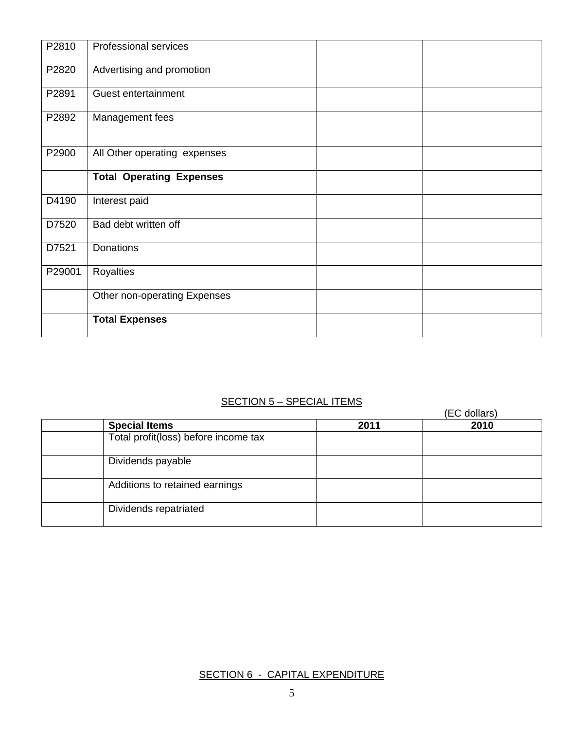| | | | |
|---|---|---|---|
| P2810 | Professional services | | |
| P2820 | Advertising and promotion | | |
| P2891 | Guest entertainment | | |
| P2892 | Management fees | | |
| P2900 | All Other operating expenses | | |
| | **Total Operating Expenses** | | |
| D4190 | Interest paid | | |
| D7520 | Bad debt written off | | |
| D7521 | Donations | | |
| P29001 | Royalties | | |
| | Other non-operating Expenses | | |
| | **Total Expenses** | | |

## SECTION 5 – SPECIAL ITEMS

(EC dollars)

| | Special Items | 2011 | 2010 |
|---|---|---|---|
| | Total profit(loss) before income tax | | |
| | Dividends payable | | |
| | Additions to retained earnings | | |
| | Dividends repatriated | | |

## SECTION 6 - CAPITAL EXPENDITURE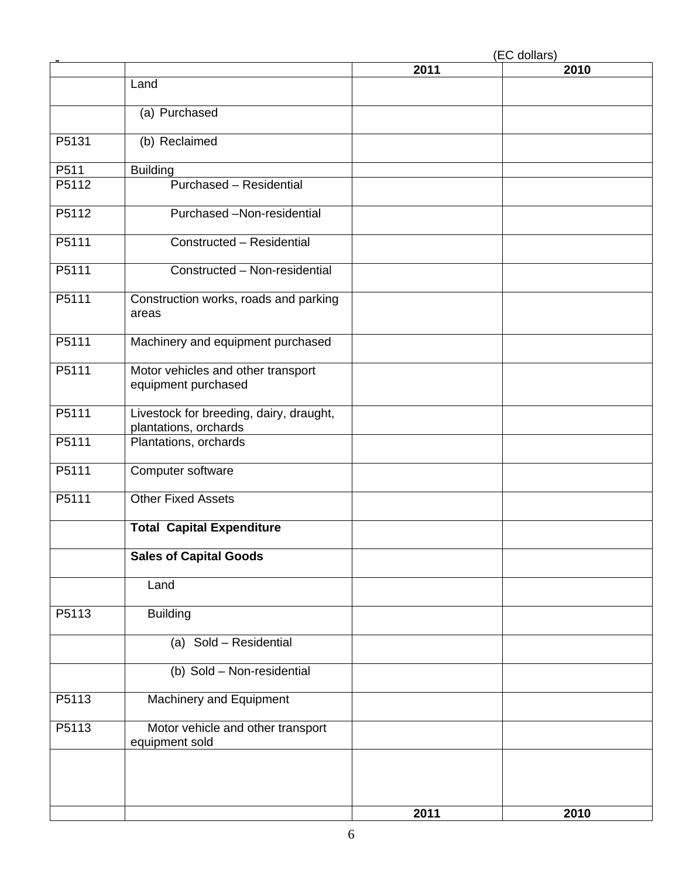(EC dollars)

| | | 2011 | 2010 |
|---|---|---|---|
| | Land | | |
| | (a) Purchased | | |
| P5131 | (b) Reclaimed | | |
| P511 | Building | | |
| P5112 | Purchased – Residential | | |
| P5112 | Purchased –Non-residential | | |
| P5111 | Constructed – Residential | | |
| P5111 | Constructed – Non-residential | | |
| P5111 | Construction works, roads and parking areas | | |
| P5111 | Machinery and equipment purchased | | |
| P5111 | Motor vehicles and other transport equipment purchased | | |
| P5111 | Livestock for breeding, dairy, draught, plantations, orchards | | |
| P5111 | Plantations, orchards | | |
| P5111 | Computer software | | |
| P5111 | Other Fixed Assets | | |
| | **Total Capital Expenditure** | | |
| | **Sales of Capital Goods** | | |
| | Land | | |
| P5113 | Building | | |
| | (a) Sold – Residential | | |
| | (b) Sold – Non-residential | | |
| P5113 | Machinery and Equipment | | |
| P5113 | Motor vehicle and other transport equipment sold | | |
| | | | |
| | | **2011** | **2010** |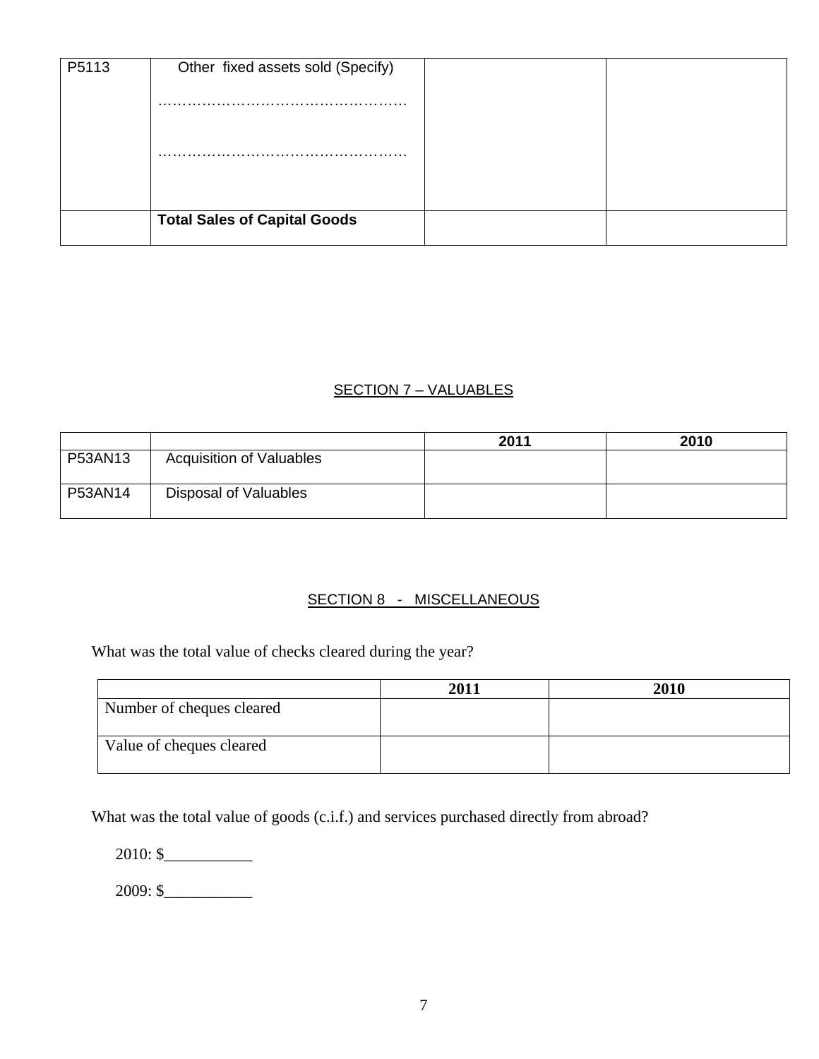| | | | |
|---|---|---|---|
| P5113 | Other fixed assets sold (Specify)<br><br>……………………………………………<br><br>…………………………………………… | | |
| | **Total Sales of Capital Goods** | | |

## SECTION 7 – VALUABLES

| | | **2011** | **2010** |
|---|---|---|---|
| P53AN13 | Acquisition of Valuables | | |
| P53AN14 | Disposal of Valuables | | |

## SECTION 8 - MISCELLANEOUS

What was the total value of checks cleared during the year?

| | **2011** | **2010** |
|---|---|---|
| Number of cheques cleared | | |
| Value of cheques cleared | | |

What was the total value of goods (c.i.f.) and services purchased directly from abroad?

2010: $___________

2009: $___________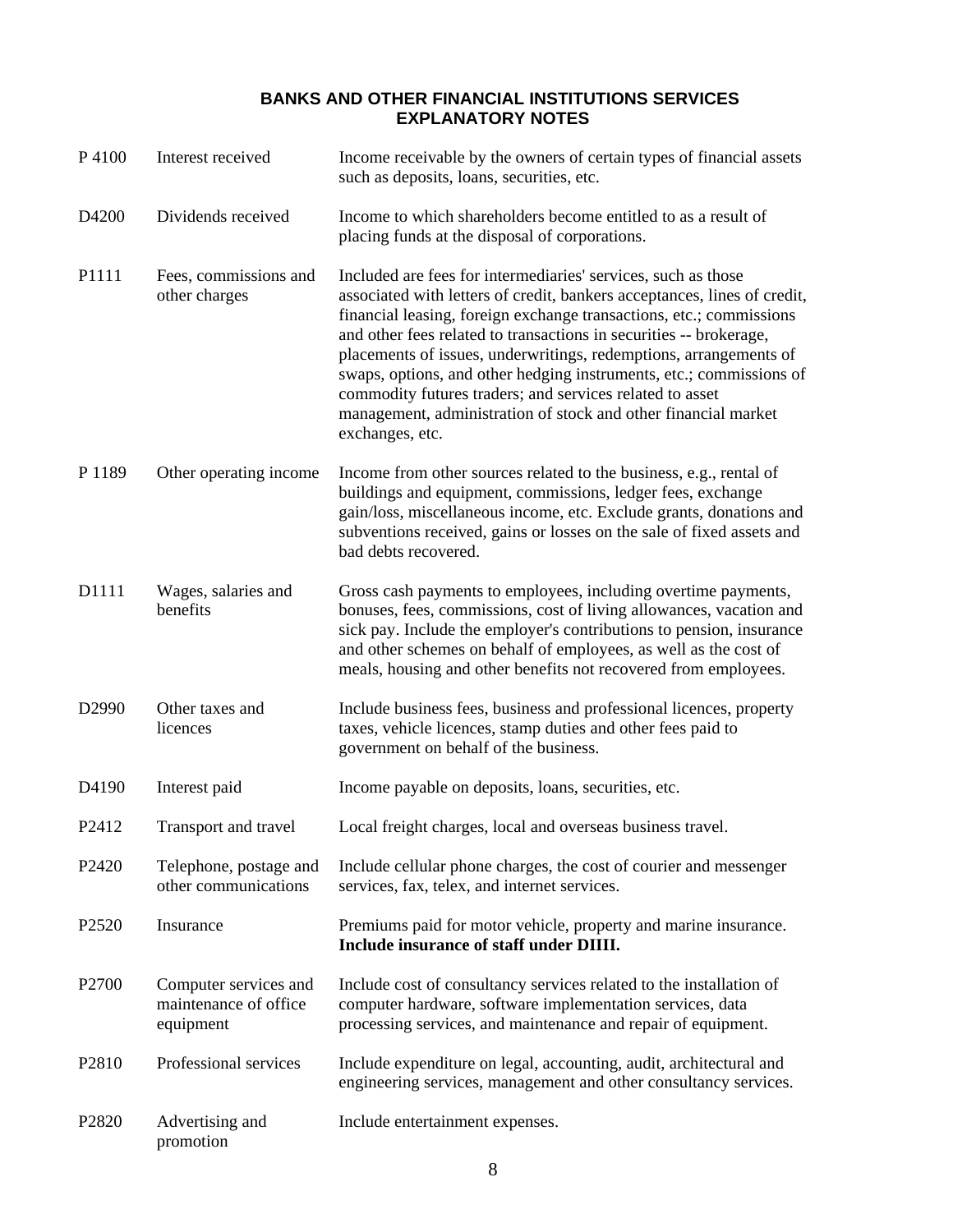# BANKS AND OTHER FINANCIAL INSTITUTIONS SERVICES
# EXPLANATORY NOTES

| | | |
|---|---|---|
| P 4100 | Interest received | Income receivable by the owners of certain types of financial assets such as deposits, loans, securities, etc. |
| D4200 | Dividends received | Income to which shareholders become entitled to as a result of placing funds at the disposal of corporations. |
| P1111 | Fees, commissions and other charges | Included are fees for intermediaries' services, such as those associated with letters of credit, bankers acceptances, lines of credit, financial leasing, foreign exchange transactions, etc.; commissions and other fees related to transactions in securities -- brokerage, placements of issues, underwritings, redemptions, arrangements of swaps, options, and other hedging instruments, etc.; commissions of commodity futures traders; and services related to asset management, administration of stock and other financial market exchanges, etc. |
| P 1189 | Other operating income | Income from other sources related to the business, e.g., rental of buildings and equipment, commissions, ledger fees, exchange gain/loss, miscellaneous income, etc. Exclude grants, donations and subventions received, gains or losses on the sale of fixed assets and bad debts recovered. |
| D1111 | Wages, salaries and benefits | Gross cash payments to employees, including overtime payments, bonuses, fees, commissions, cost of living allowances, vacation and sick pay. Include the employer's contributions to pension, insurance and other schemes on behalf of employees, as well as the cost of meals, housing and other benefits not recovered from employees. |
| D2990 | Other taxes and licences | Include business fees, business and professional licences, property taxes, vehicle licences, stamp duties and other fees paid to government on behalf of the business. |
| D4190 | Interest paid | Income payable on deposits, loans, securities, etc. |
| P2412 | Transport and travel | Local freight charges, local and overseas business travel. |
| P2420 | Telephone, postage and other communications | Include cellular phone charges, the cost of courier and messenger services, fax, telex, and internet services. |
| P2520 | Insurance | Premiums paid for motor vehicle, property and marine insurance. **Include insurance of staff under DIIII.** |
| P2700 | Computer services and maintenance of office equipment | Include cost of consultancy services related to the installation of computer hardware, software implementation services, data processing services, and maintenance and repair of equipment. |
| P2810 | Professional services | Include expenditure on legal, accounting, audit, architectural and engineering services, management and other consultancy services. |
| P2820 | Advertising and promotion | Include entertainment expenses. |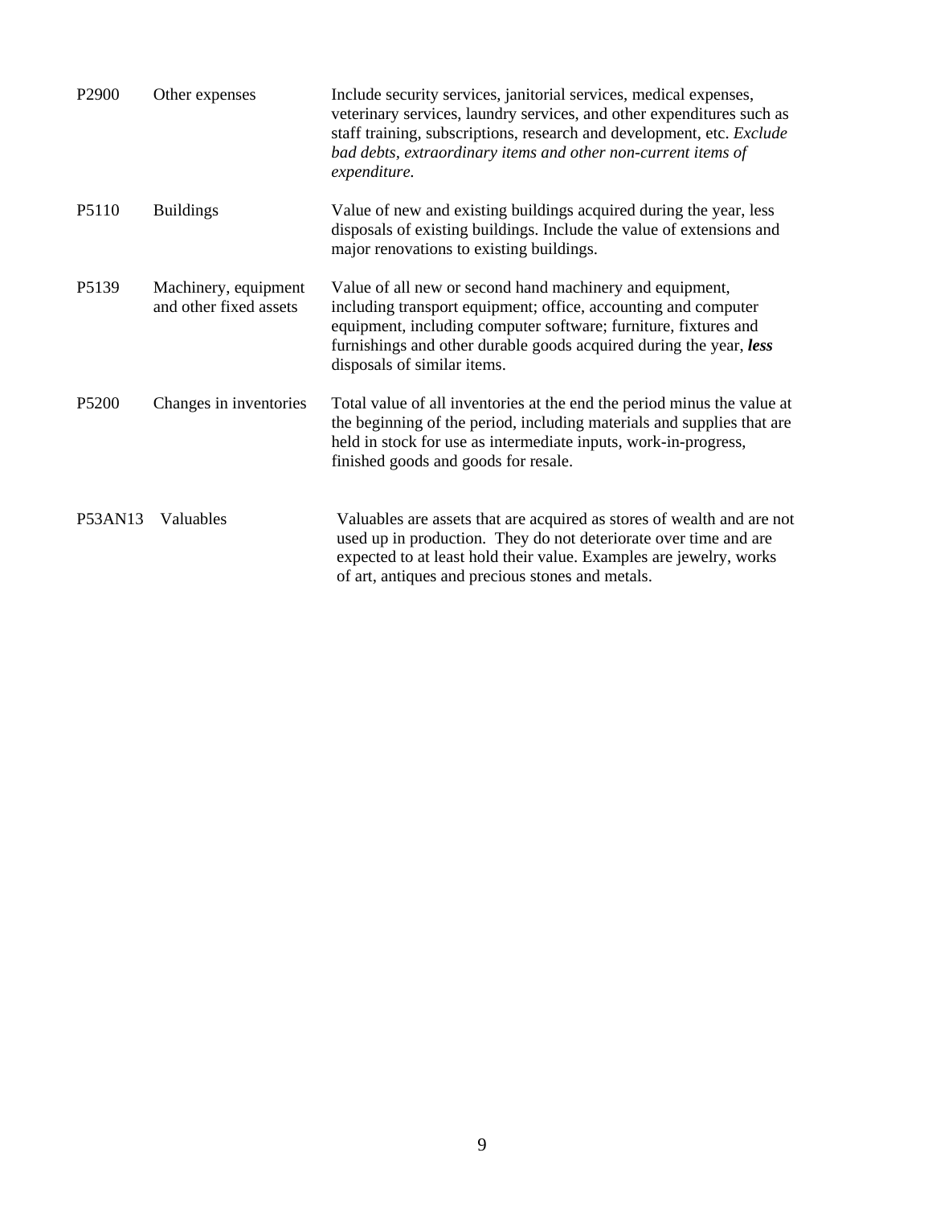| | | |
|---|---|---|
| P2900 | Other expenses | Include security services, janitorial services, medical expenses, veterinary services, laundry services, and other expenditures such as staff training, subscriptions, research and development, etc. *Exclude bad debts, extraordinary items and other non-current items of expenditure.* |
| P5110 | Buildings | Value of new and existing buildings acquired during the year, less disposals of existing buildings. Include the value of extensions and major renovations to existing buildings. |
| P5139 | Machinery, equipment and other fixed assets | Value of all new or second hand machinery and equipment, including transport equipment; office, accounting and computer equipment, including computer software; furniture, fixtures and furnishings and other durable goods acquired during the year, ***less*** disposals of similar items. |
| P5200 | Changes in inventories | Total value of all inventories at the end the period minus the value at the beginning of the period, including materials and supplies that are held in stock for use as intermediate inputs, work-in-progress, finished goods and goods for resale. |
| P53AN13 | Valuables | Valuables are assets that are acquired as stores of wealth and are not used up in production. They do not deteriorate over time and are expected to at least hold their value. Examples are jewelry, works of art, antiques and precious stones and metals. |